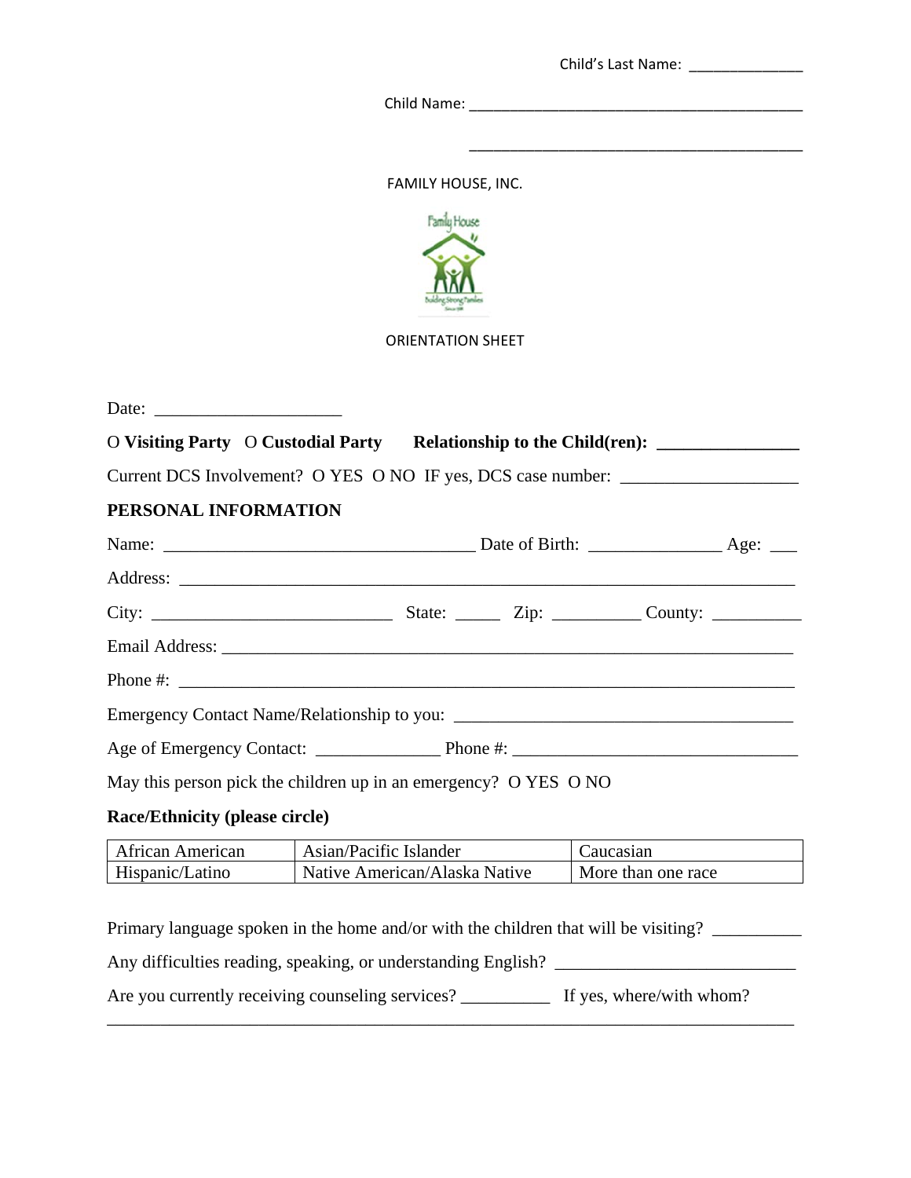Child's Last Name: ______________

Child Name: ____________________________________________

____________________________________________

FAMILY HOUSE, INC.

ORIENTATION SHEET

Date: ____________________

O **Visiting Party** O **Custodial Party** **Relationship to the Child(ren): _______________**

Current DCS Involvement? O YES O NO IF yes, DCS case number: ___________________

**PERSONAL INFORMATION**

Name: ________________________________ Date of Birth: ______________ Age: ___

Address: _________________________________________________________________

City: __________________________ State: _____ Zip: _________ County: __________

Email Address: ____________________________________________________________

Phone #: _________________________________________________________________

Emergency Contact Name/Relationship to you: ____________________________________

Age of Emergency Contact: ______________ Phone #: ______________________________

May this person pick the children up in an emergency? O YES O NO

**Race/Ethnicity (please circle)**

| African American | Asian/Pacific Islander | Caucasian |
|---|---|---|
| Hispanic/Latino | Native American/Alaska Native | More than one race |

Primary language spoken in the home and/or with the children that will be visiting? __________

Any difficulties reading, speaking, or understanding English? __________________________

Are you currently receiving counseling services? __________ If yes, where/with whom?

__________________________________________________________________________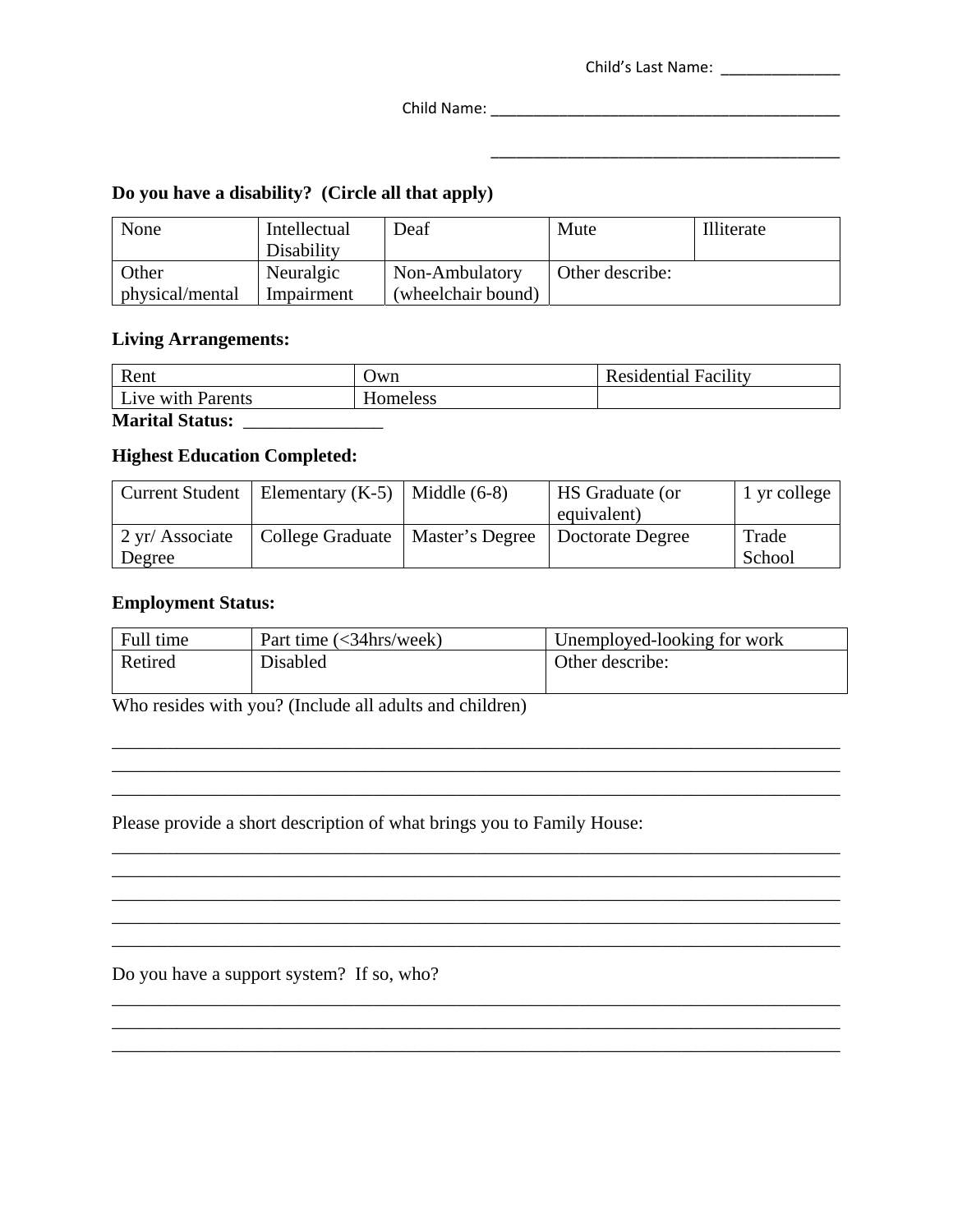Child's Last Name: _______________

Child Name: _____________________________________________

_____________________________________________

**Do you have a disability? (Circle all that apply)**

| None | Intellectual Disability | Deaf | Mute | Illiterate |
|---|---|---|---|---|
| Other physical/mental | Neuralgic Impairment | Non-Ambulatory (wheelchair bound) | Other describe: | |

**Living Arrangements:**

| Rent | Own | Residential Facility |
|---|---|---|
| Live with Parents | Homeless | |

**Marital Status:** _______________

**Highest Education Completed:**

| Current Student | Elementary (K-5) | Middle (6-8) | HS Graduate (or equivalent) | 1 yr college |
|---|---|---|---|---|
| 2 yr/ Associate Degree | College Graduate | Master's Degree | Doctorate Degree | Trade School |

**Employment Status:**

| Full time | Part time (<34hrs/week) | Unemployed-looking for work |
|---|---|---|
| Retired | Disabled | Other describe: |

Who resides with you? (Include all adults and children)

_______________________________________________________________________________
_______________________________________________________________________________
_______________________________________________________________________________

Please provide a short description of what brings you to Family House:

_______________________________________________________________________________
_______________________________________________________________________________
_______________________________________________________________________________
_______________________________________________________________________________
_______________________________________________________________________________

Do you have a support system? If so, who?

_______________________________________________________________________________
_______________________________________________________________________________
_______________________________________________________________________________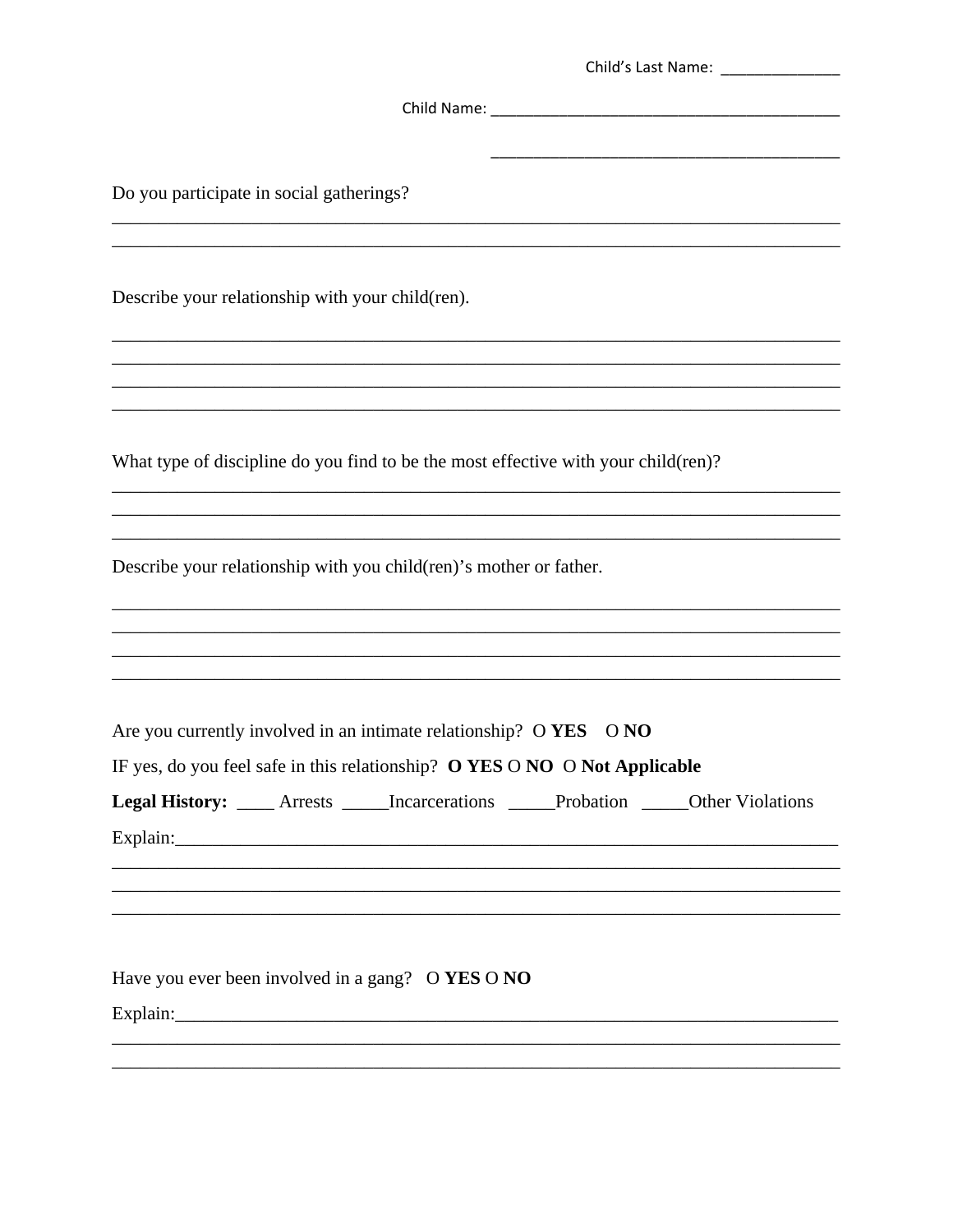Child's Last Name: _______________

Child Name: _____________________________________________

_____________________________________________

Do you participate in social gatherings?

_______________________________________________________________________________

_______________________________________________________________________________

Describe your relationship with your child(ren).

_______________________________________________________________________________

_______________________________________________________________________________

_______________________________________________________________________________

_______________________________________________________________________________

What type of discipline do you find to be the most effective with your child(ren)?

_______________________________________________________________________________

_______________________________________________________________________________

_______________________________________________________________________________

Describe your relationship with you child(ren)'s mother or father.

_______________________________________________________________________________

_______________________________________________________________________________

_______________________________________________________________________________

_______________________________________________________________________________

Are you currently involved in an intimate relationship? O **YES** O **NO**

IF yes, do you feel safe in this relationship? **O YES** O **NO** O **Not Applicable**

**Legal History:** ____ Arrests _____Incarcerations _____Probation _____Other Violations

Explain:_________________________________________________________________________

_______________________________________________________________________________

_______________________________________________________________________________

_______________________________________________________________________________

Have you ever been involved in a gang? O **YES** O **NO**

Explain:_________________________________________________________________________

_______________________________________________________________________________

_______________________________________________________________________________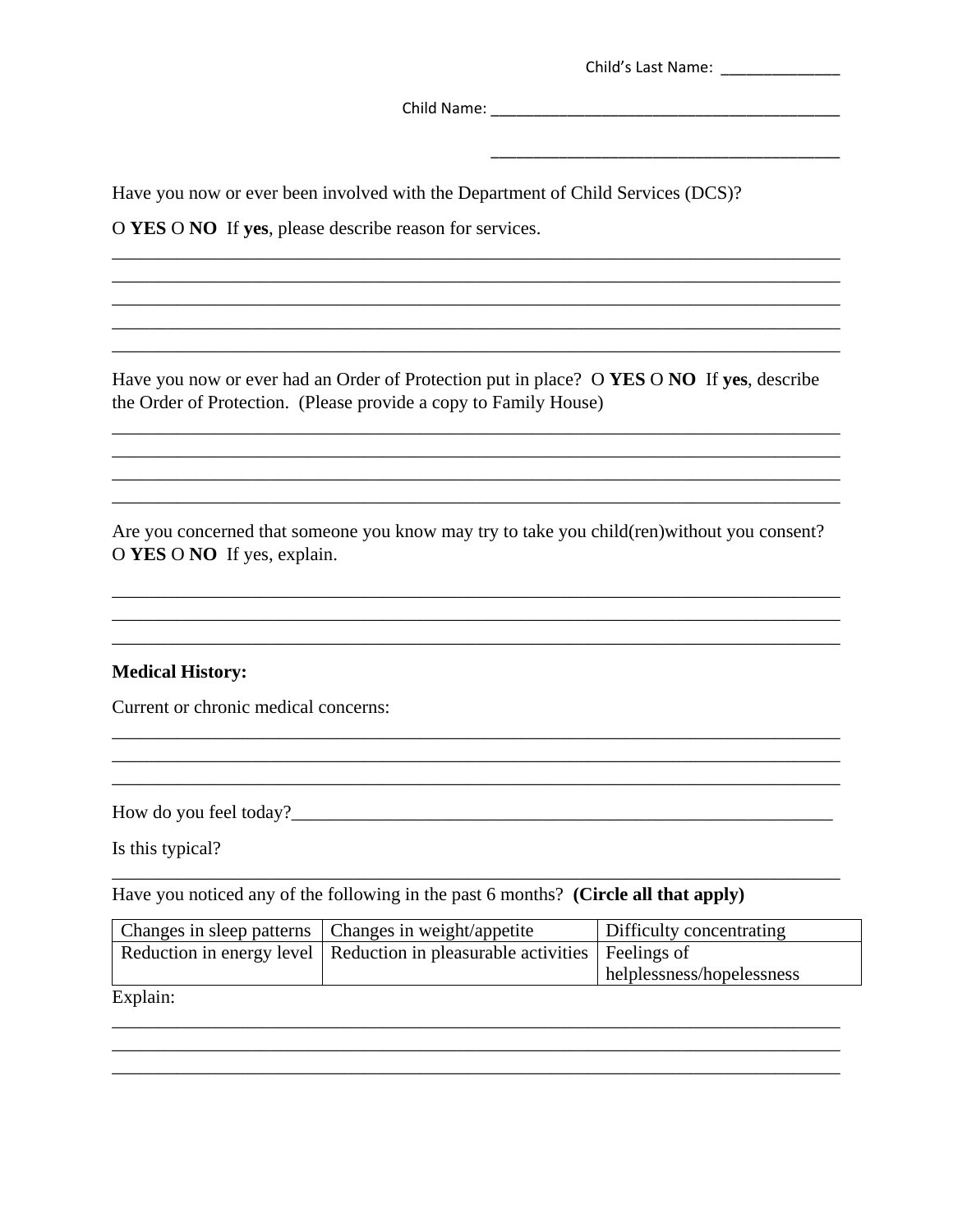Child's Last Name: _______________

Child Name: ___________________________________________

___________________________________________

Have you now or ever been involved with the Department of Child Services (DCS)?

O **YES** O **NO** If **yes**, please describe reason for services.

________________________________________________________________________________
________________________________________________________________________________
________________________________________________________________________________
________________________________________________________________________________
________________________________________________________________________________

Have you now or ever had an Order of Protection put in place? O **YES** O **NO** If **yes**, describe the Order of Protection. (Please provide a copy to Family House)

________________________________________________________________________________
________________________________________________________________________________
________________________________________________________________________________
________________________________________________________________________________

Are you concerned that someone you know may try to take you child(ren)without you consent? O **YES** O **NO** If yes, explain.

________________________________________________________________________________
________________________________________________________________________________
________________________________________________________________________________

**Medical History:**

Current or chronic medical concerns:

________________________________________________________________________________
________________________________________________________________________________
________________________________________________________________________________

How do you feel today?_______________________________________________________________

Is this typical?

________________________________________________________________________________

Have you noticed any of the following in the past 6 months? **(Circle all that apply)**

| Changes in sleep patterns | Changes in weight/appetite | Difficulty concentrating |
|---|---|---|
| Reduction in energy level | Reduction in pleasurable activities | Feelings of helplessness/hopelessness |

Explain:

________________________________________________________________________________
________________________________________________________________________________
________________________________________________________________________________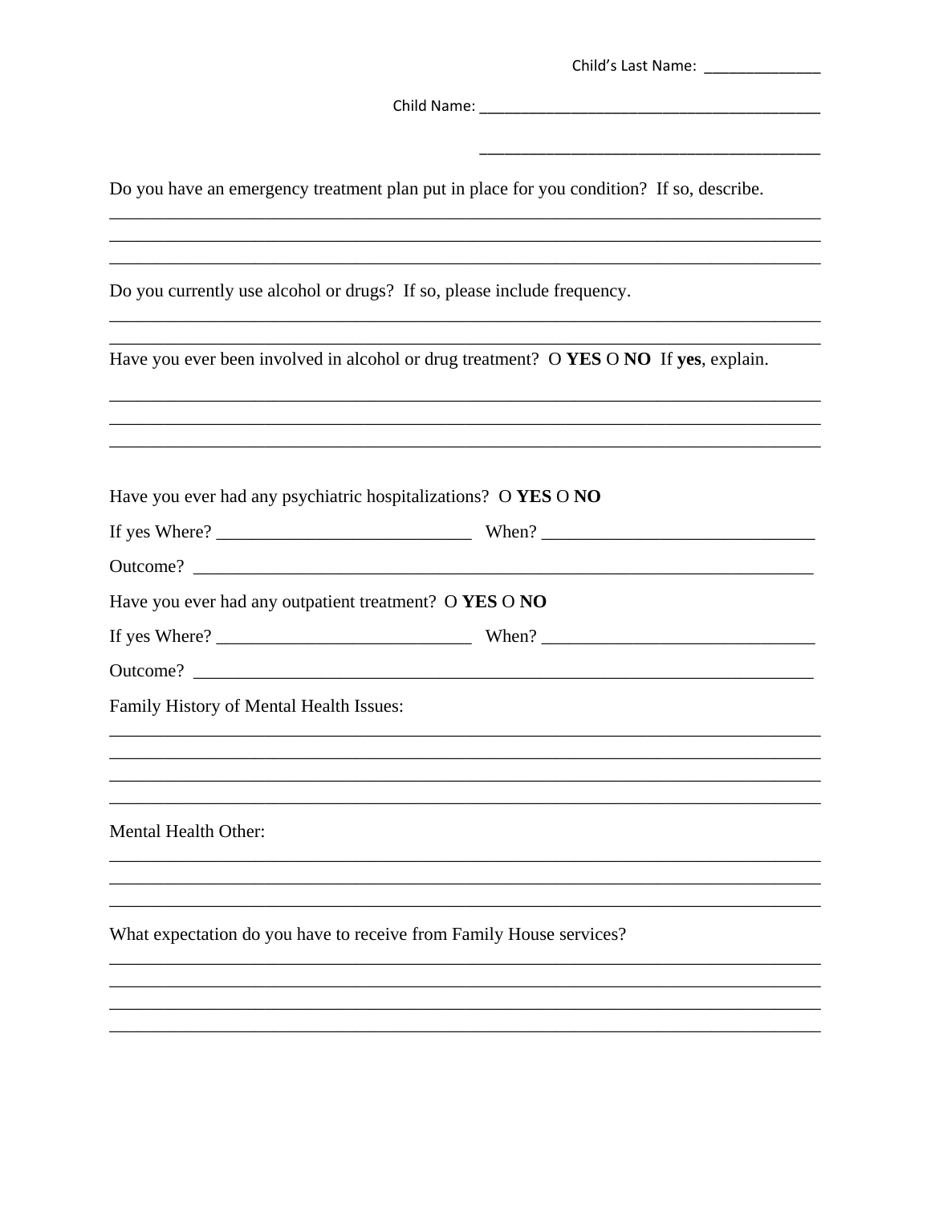Child's Last Name: ______________

Child Name: __________________________________________

__________________________________________

Do you have an emergency treatment plan put in place for you condition? If so, describe.

______________________________________________________________________________
______________________________________________________________________________
______________________________________________________________________________

Do you currently use alcohol or drugs? If so, please include frequency.

______________________________________________________________________________
______________________________________________________________________________

Have you ever been involved in alcohol or drug treatment? O **YES** O **NO** If **yes**, explain.

______________________________________________________________________________
______________________________________________________________________________
______________________________________________________________________________

Have you ever had any psychiatric hospitalizations? O **YES** O **NO**

If yes Where? ____________________________ When? ______________________________

Outcome? ______________________________________________________________________

Have you ever had any outpatient treatment? O **YES** O **NO**

If yes Where? ____________________________ When? ______________________________

Outcome? ______________________________________________________________________

Family History of Mental Health Issues:

______________________________________________________________________________
______________________________________________________________________________
______________________________________________________________________________
______________________________________________________________________________

Mental Health Other:

______________________________________________________________________________
______________________________________________________________________________
______________________________________________________________________________

What expectation do you have to receive from Family House services?

______________________________________________________________________________
______________________________________________________________________________
______________________________________________________________________________
______________________________________________________________________________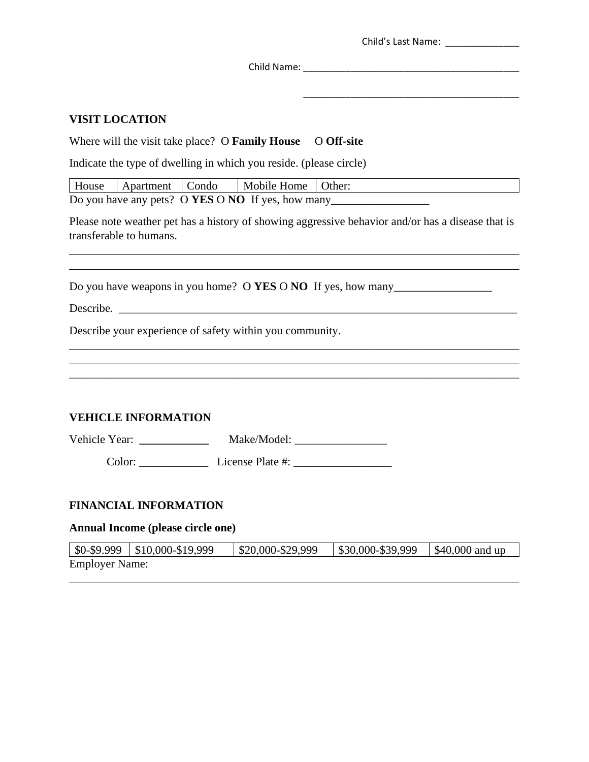Child's Last Name: ______________

Child Name: ________________________________________

________________________________________

**VISIT LOCATION**

Where will the visit take place? O **Family House** O **Off-site**

Indicate the type of dwelling in which you reside. (please circle)

| House | Apartment | Condo | Mobile Home | Other: |
|---|---|---|---|---|

Do you have any pets? O **YES** O **NO** If yes, how many_________________

Please note weather pet has a history of showing aggressive behavior and/or has a disease that is transferable to humans.

________________________________________________________________________________

________________________________________________________________________________

Do you have weapons in you home? O **YES** O **NO** If yes, how many_________________

Describe. ________________________________________________________________________

Describe your experience of safety within you community.

________________________________________________________________________________

________________________________________________________________________________

________________________________________________________________________________

**VEHICLE INFORMATION**

Vehicle Year: ____________ Make/Model: ________________

Color: ____________ License Plate #: _________________

**FINANCIAL INFORMATION**

**Annual Income (please circle one)**

| $0-$9.999 | $10,000-$19,999 | $20,000-$29,999 | $30,000-$39,999 | $40,000 and up |
|---|---|---|---|---|

Employer Name:

________________________________________________________________________________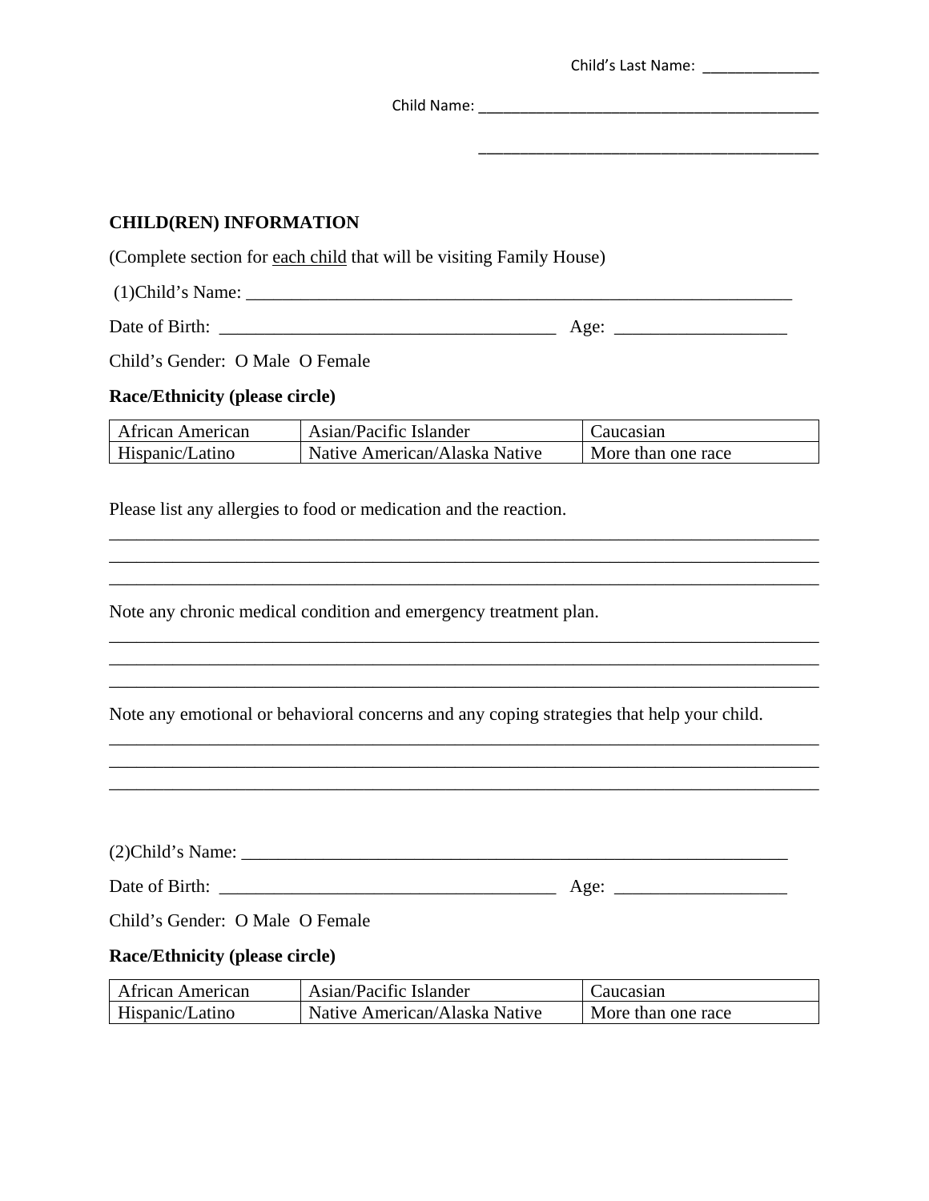Child's Last Name: _______________

Child Name: _____________________________________________

_____________________________________________

**CHILD(REN) INFORMATION**

(Complete section for each child that will be visiting Family House)

(1)Child's Name: _______________________________________________________________

Date of Birth: ______________________________________ Age: ___________________

Child's Gender: O Male O Female

**Race/Ethnicity (please circle)**

| African American | Asian/Pacific Islander | Caucasian |
|---|---|---|
| Hispanic/Latino | Native American/Alaska Native | More than one race |

Please list any allergies to food or medication and the reaction.

_______________________________________________________________________________
_______________________________________________________________________________
_______________________________________________________________________________

Note any chronic medical condition and emergency treatment plan.

_______________________________________________________________________________
_______________________________________________________________________________
_______________________________________________________________________________

Note any emotional or behavioral concerns and any coping strategies that help your child.

_______________________________________________________________________________
_______________________________________________________________________________
_______________________________________________________________________________

(2)Child's Name: _______________________________________________________________

Date of Birth: ______________________________________ Age: ___________________

Child's Gender: O Male O Female

**Race/Ethnicity (please circle)**

| African American | Asian/Pacific Islander | Caucasian |
|---|---|---|
| Hispanic/Latino | Native American/Alaska Native | More than one race |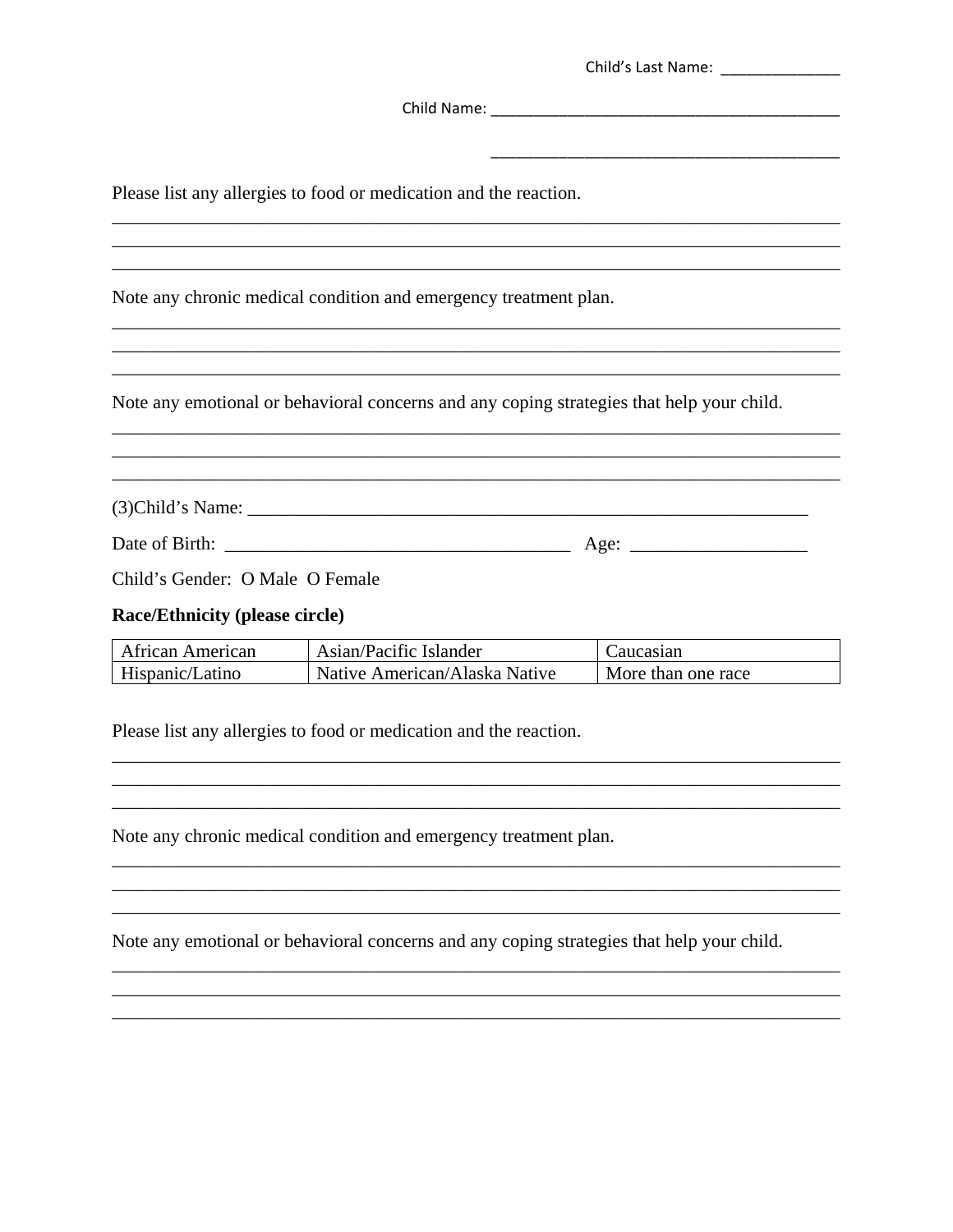Child's Last Name: _______________

Child Name: ___________________________________________

___________________________________________

Please list any allergies to food or medication and the reaction.

________________________________________________________________________________
________________________________________________________________________________
________________________________________________________________________________

Note any chronic medical condition and emergency treatment plan.

________________________________________________________________________________
________________________________________________________________________________
________________________________________________________________________________

Note any emotional or behavioral concerns and any coping strategies that help your child.

________________________________________________________________________________
________________________________________________________________________________
________________________________________________________________________________

(3)Child's Name: ______________________________________________________________

Date of Birth: ______________________________________ Age: __________________

Child's Gender: O Male O Female

**Race/Ethnicity (please circle)**

| African American | Asian/Pacific Islander | Caucasian |
|---|---|---|
| Hispanic/Latino | Native American/Alaska Native | More than one race |

Please list any allergies to food or medication and the reaction.

________________________________________________________________________________
________________________________________________________________________________
________________________________________________________________________________

Note any chronic medical condition and emergency treatment plan.

________________________________________________________________________________
________________________________________________________________________________
________________________________________________________________________________

Note any emotional or behavioral concerns and any coping strategies that help your child.

________________________________________________________________________________
________________________________________________________________________________
________________________________________________________________________________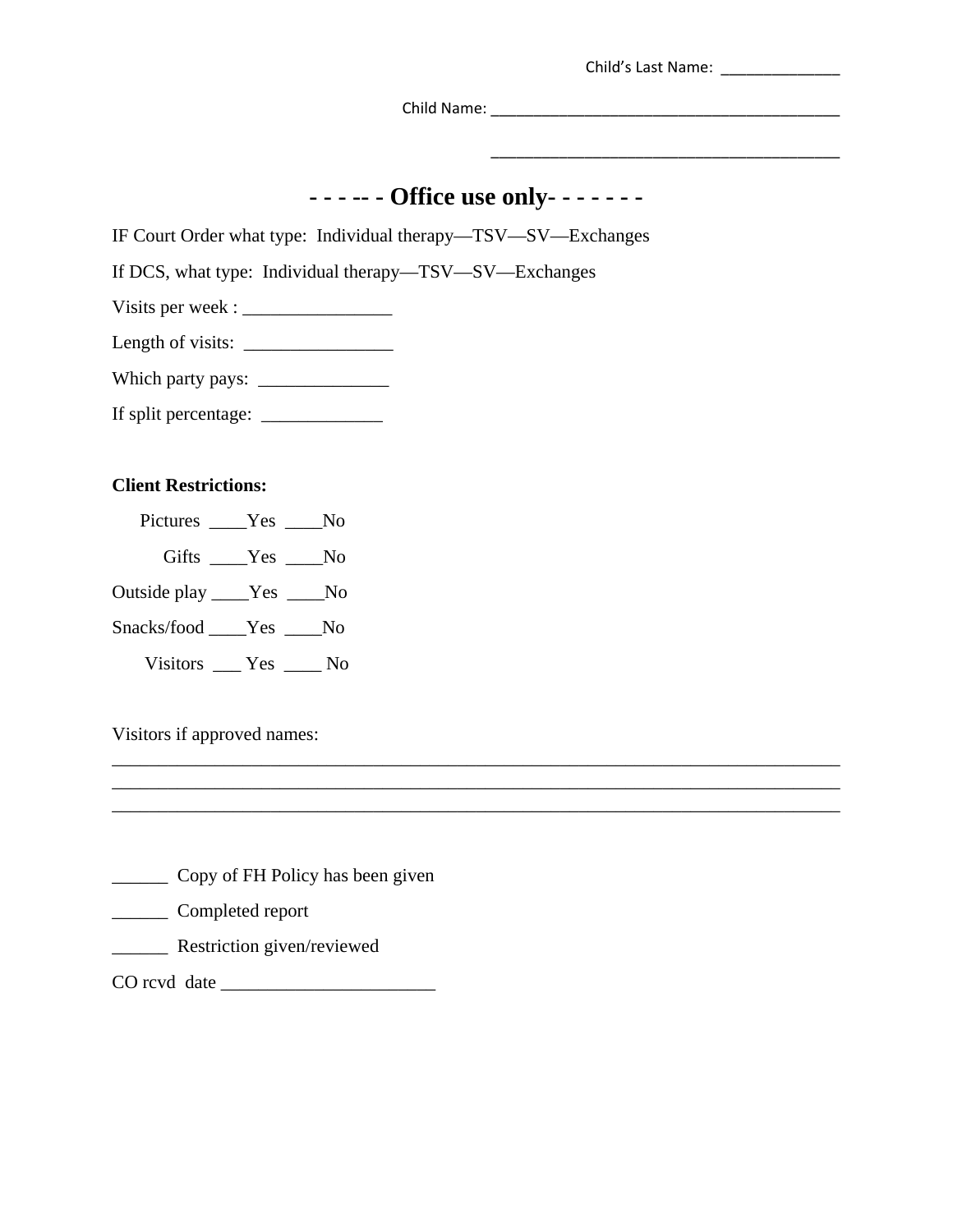Child's Last Name: ______________

Child Name: ___________________________________________

___________________________________________

## - - - -- - Office use only- - - - - - -

IF Court Order what type: Individual therapy—TSV—SV—Exchanges

If DCS, what type: Individual therapy—TSV—SV—Exchanges

Visits per week : ________________

Length of visits: ________________

Which party pays: ______________

If split percentage: _____________

**Client Restrictions:**

Pictures ____Yes ____No

Gifts ____Yes ____No

Outside play ____Yes ____No

Snacks/food ____Yes ____No

Visitors ___ Yes ____ No

Visitors if approved names:
_______________________________________________________________________________
_______________________________________________________________________________
_______________________________________________________________________________

______ Copy of FH Policy has been given

______ Completed report

______ Restriction given/reviewed

CO rcvd date _______________________